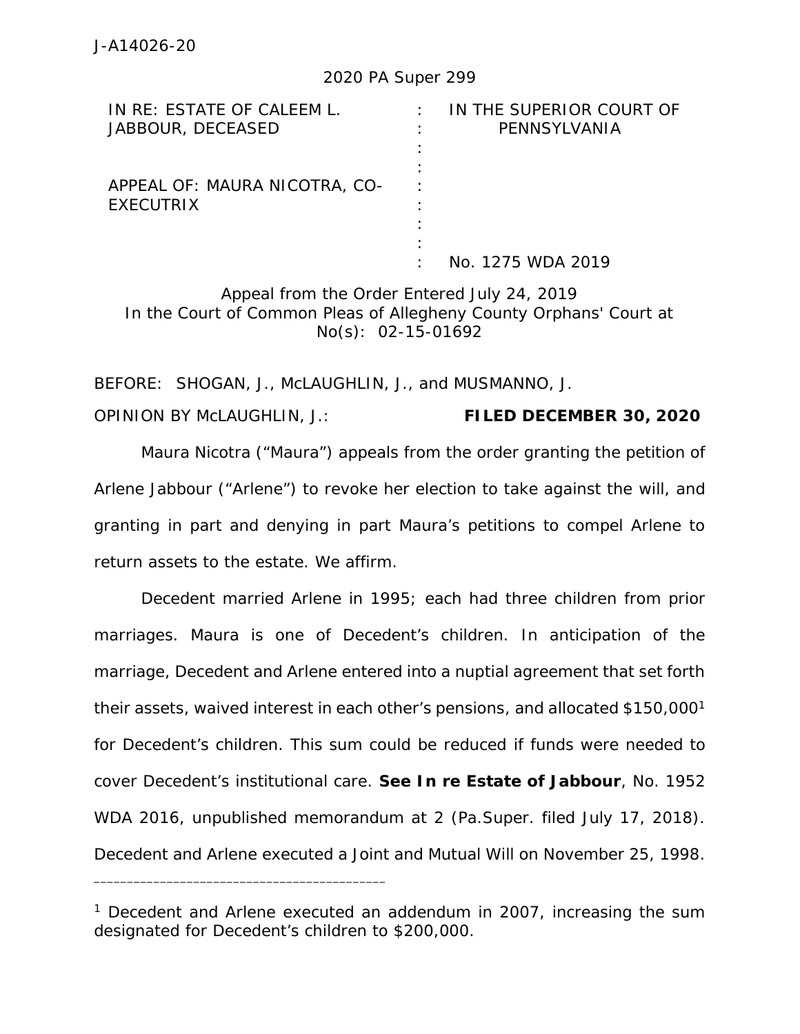J-A14026-20

2020 PA Super 299

| IN RE: ESTATE OF CALEEM L. JABBOUR, DECEASED | : | IN THE SUPERIOR COURT OF PENNSYLVANIA |
|---|---|---|
| APPEAL OF: MAURA NICOTRA, CO-EXECUTRIX | : | |
| | : | No. 1275 WDA 2019 |

Appeal from the Order Entered July 24, 2019
In the Court of Common Pleas of Allegheny County Orphans' Court at No(s): 02-15-01692

BEFORE: SHOGAN, J., McLAUGHLIN, J., and MUSMANNO, J.

OPINION BY McLAUGHLIN, J.: **FILED DECEMBER 30, 2020**

Maura Nicotra ("Maura") appeals from the order granting the petition of Arlene Jabbour ("Arlene") to revoke her election to take against the will, and granting in part and denying in part Maura's petitions to compel Arlene to return assets to the estate. We affirm.

Decedent married Arlene in 1995; each had three children from prior marriages. Maura is one of Decedent's children. In anticipation of the marriage, Decedent and Arlene entered into a nuptial agreement that set forth their assets, waived interest in each other's pensions, and allocated $150,000[1] for Decedent's children. This sum could be reduced if funds were needed to cover Decedent's institutional care. **See In re Estate of Jabbour**, No. 1952 WDA 2016, unpublished memorandum at 2 (Pa.Super. filed July 17, 2018). Decedent and Arlene executed a Joint and Mutual Will on November 25, 1998.

---

[1] Decedent and Arlene executed an addendum in 2007, increasing the sum designated for Decedent's children to $200,000.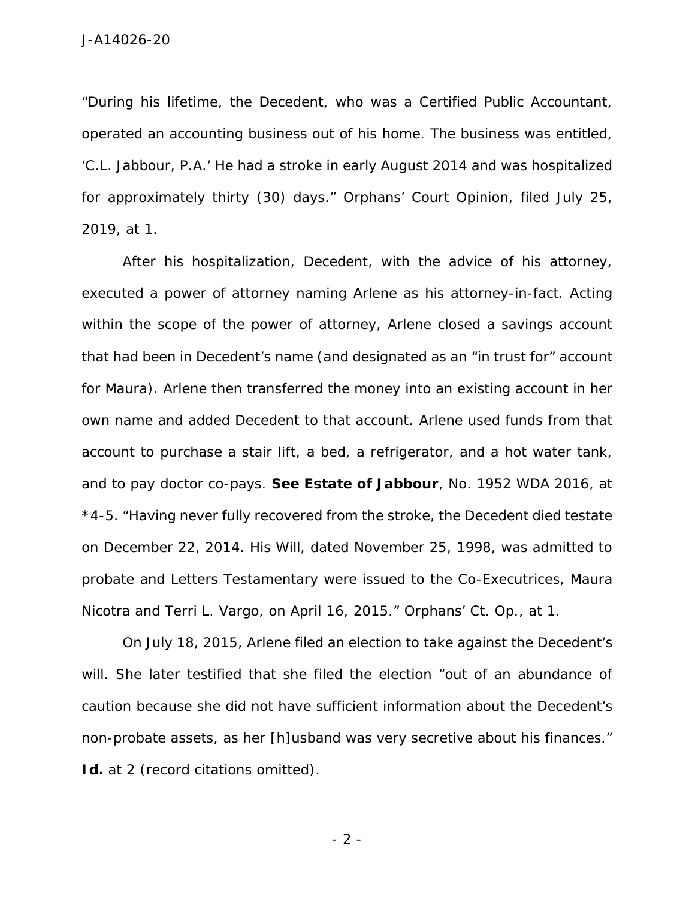"During his lifetime, the Decedent, who was a Certified Public Accountant, operated an accounting business out of his home. The business was entitled, 'C.L. Jabbour, P.A.' He had a stroke in early August 2014 and was hospitalized for approximately thirty (30) days." Orphans' Court Opinion, filed July 25, 2019, at 1.

After his hospitalization, Decedent, with the advice of his attorney, executed a power of attorney naming Arlene as his attorney-in-fact. Acting within the scope of the power of attorney, Arlene closed a savings account that had been in Decedent's name (and designated as an "in trust for" account for Maura). Arlene then transferred the money into an existing account in her own name and added Decedent to that account. Arlene used funds from that account to purchase a stair lift, a bed, a refrigerator, and a hot water tank, and to pay doctor co-pays. **See Estate of Jabbour**, No. 1952 WDA 2016, at *4-5. "Having never fully recovered from the stroke, the Decedent died testate on December 22, 2014. His Will, dated November 25, 1998, was admitted to probate and Letters Testamentary were issued to the Co-Executrices, Maura Nicotra and Terri L. Vargo, on April 16, 2015." Orphans' Ct. Op., at 1.

On July 18, 2015, Arlene filed an election to take against the Decedent's will. She later testified that she filed the election "out of an abundance of caution because she did not have sufficient information about the Decedent's non-probate assets, as her [h]usband was very secretive about his finances." **Id.** at 2 (record citations omitted).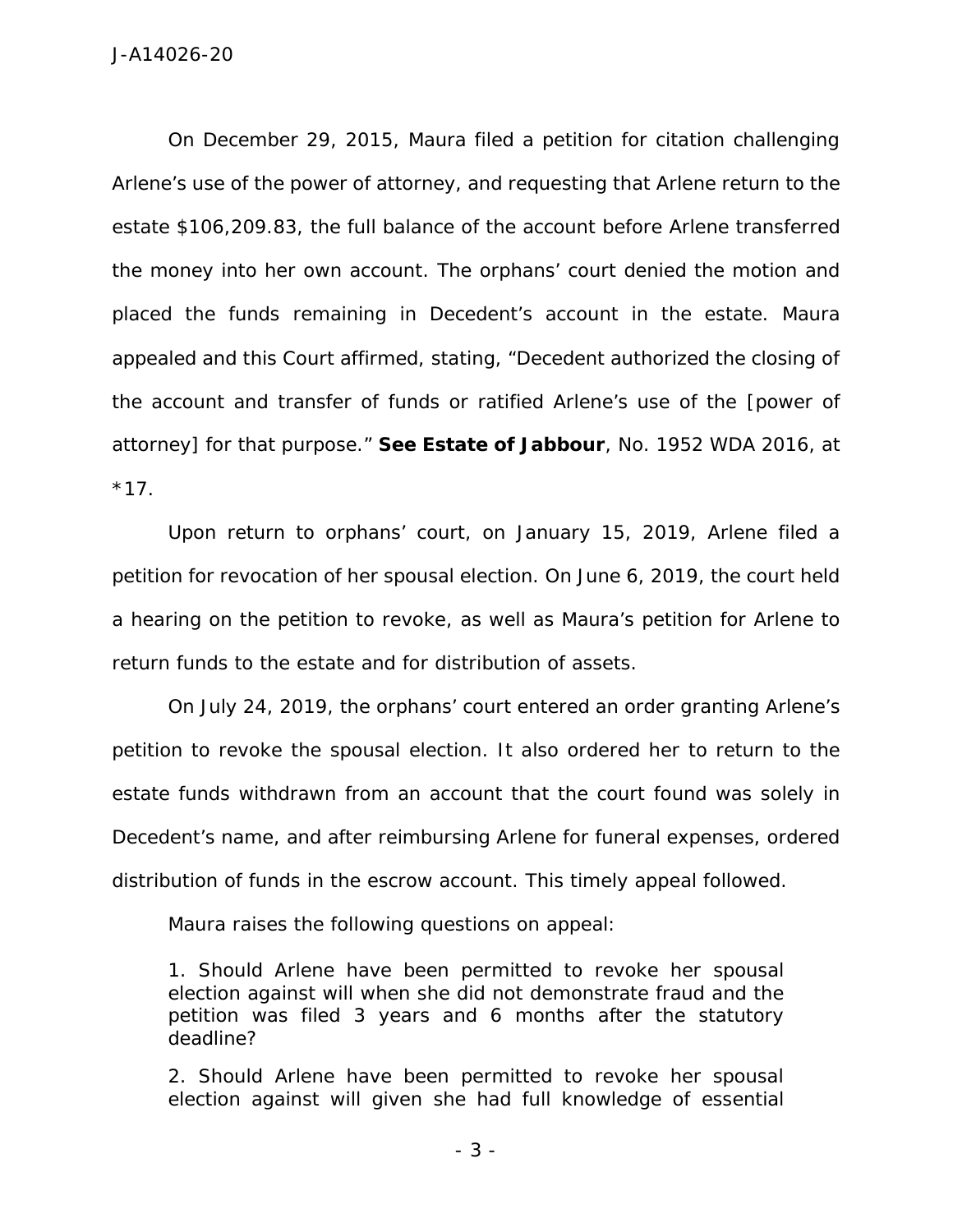On December 29, 2015, Maura filed a petition for citation challenging Arlene's use of the power of attorney, and requesting that Arlene return to the estate $106,209.83, the full balance of the account before Arlene transferred the money into her own account. The orphans' court denied the motion and placed the funds remaining in Decedent's account in the estate. Maura appealed and this Court affirmed, stating, "Decedent authorized the closing of the account and transfer of funds or ratified Arlene's use of the [power of attorney] for that purpose." **See Estate of Jabbour**, No. 1952 WDA 2016, at *17.

Upon return to orphans' court, on January 15, 2019, Arlene filed a petition for revocation of her spousal election. On June 6, 2019, the court held a hearing on the petition to revoke, as well as Maura's petition for Arlene to return funds to the estate and for distribution of assets.

On July 24, 2019, the orphans' court entered an order granting Arlene's petition to revoke the spousal election. It also ordered her to return to the estate funds withdrawn from an account that the court found was solely in Decedent's name, and after reimbursing Arlene for funeral expenses, ordered distribution of funds in the escrow account. This timely appeal followed.

Maura raises the following questions on appeal:

> 1. Should Arlene have been permitted to revoke her spousal election against will when she did not demonstrate fraud and the petition was filed 3 years and 6 months after the statutory deadline?
>
> 2. Should Arlene have been permitted to revoke her spousal election against will given she had full knowledge of essential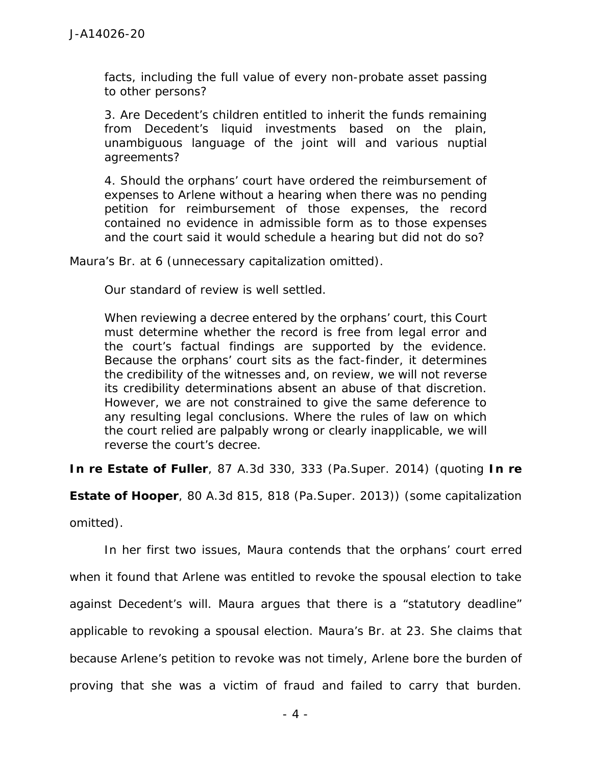> facts, including the full value of every non-probate asset passing to other persons?
>
> 3. Are Decedent's children entitled to inherit the funds remaining from Decedent's liquid investments based on the plain, unambiguous language of the joint will and various nuptial agreements?
>
> 4. Should the orphans' court have ordered the reimbursement of expenses to Arlene without a hearing when there was no pending petition for reimbursement of those expenses, the record contained no evidence in admissible form as to those expenses and the court said it would schedule a hearing but did not do so?

Maura's Br. at 6 (unnecessary capitalization omitted).

> Our standard of review is well settled.
>
> When reviewing a decree entered by the orphans' court, this Court must determine whether the record is free from legal error and the court's factual findings are supported by the evidence. Because the orphans' court sits as the fact-finder, it determines the credibility of the witnesses and, on review, we will not reverse its credibility determinations absent an abuse of that discretion. However, we are not constrained to give the same deference to any resulting legal conclusions. Where the rules of law on which the court relied are palpably wrong or clearly inapplicable, we will reverse the court's decree.

**In re Estate of Fuller**, 87 A.3d 330, 333 (Pa.Super. 2014) (quoting **In re Estate of Hooper**, 80 A.3d 815, 818 (Pa.Super. 2013)) (some capitalization omitted).

In her first two issues, Maura contends that the orphans' court erred when it found that Arlene was entitled to revoke the spousal election to take against Decedent's will. Maura argues that there is a "statutory deadline" applicable to revoking a spousal election. Maura's Br. at 23. She claims that because Arlene's petition to revoke was not timely, Arlene bore the burden of proving that she was a victim of fraud and failed to carry that burden.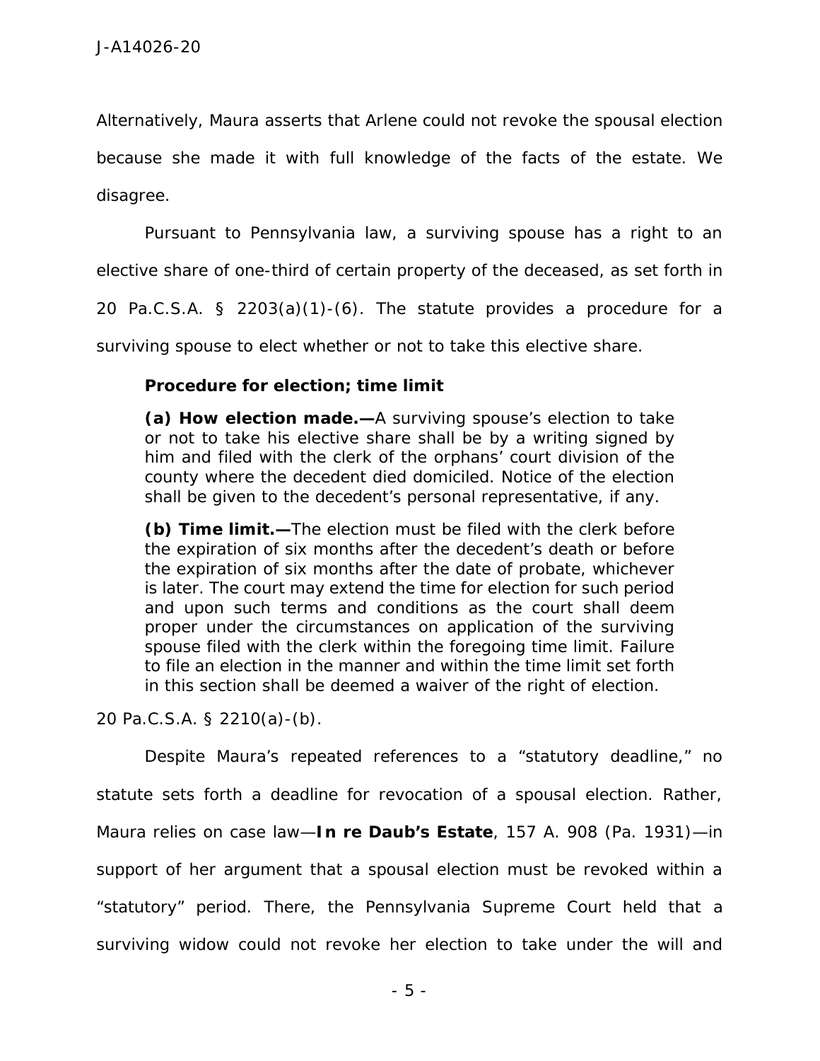Alternatively, Maura asserts that Arlene could not revoke the spousal election because she made it with full knowledge of the facts of the estate. We disagree.

Pursuant to Pennsylvania law, a surviving spouse has a right to an elective share of one-third of certain property of the deceased, as set forth in 20 Pa.C.S.A. § 2203(a)(1)-(6). The statute provides a procedure for a surviving spouse to elect whether or not to take this elective share.

> **Procedure for election; time limit**
>
> **(a) How election made.—**A surviving spouse's election to take or not to take his elective share shall be by a writing signed by him and filed with the clerk of the orphans' court division of the county where the decedent died domiciled. Notice of the election shall be given to the decedent's personal representative, if any.
>
> **(b) Time limit.—**The election must be filed with the clerk before the expiration of six months after the decedent's death or before the expiration of six months after the date of probate, whichever is later. The court may extend the time for election for such period and upon such terms and conditions as the court shall deem proper under the circumstances on application of the surviving spouse filed with the clerk within the foregoing time limit. Failure to file an election in the manner and within the time limit set forth in this section shall be deemed a waiver of the right of election.

20 Pa.C.S.A. § 2210(a)-(b).

Despite Maura's repeated references to a "statutory deadline," no statute sets forth a deadline for revocation of a spousal election. Rather, Maura relies on case law—***In re Daub's Estate***, 157 A. 908 (Pa. 1931)—in support of her argument that a spousal election must be revoked within a "statutory" period. There, the Pennsylvania Supreme Court held that a surviving widow could not revoke her election to take under the will and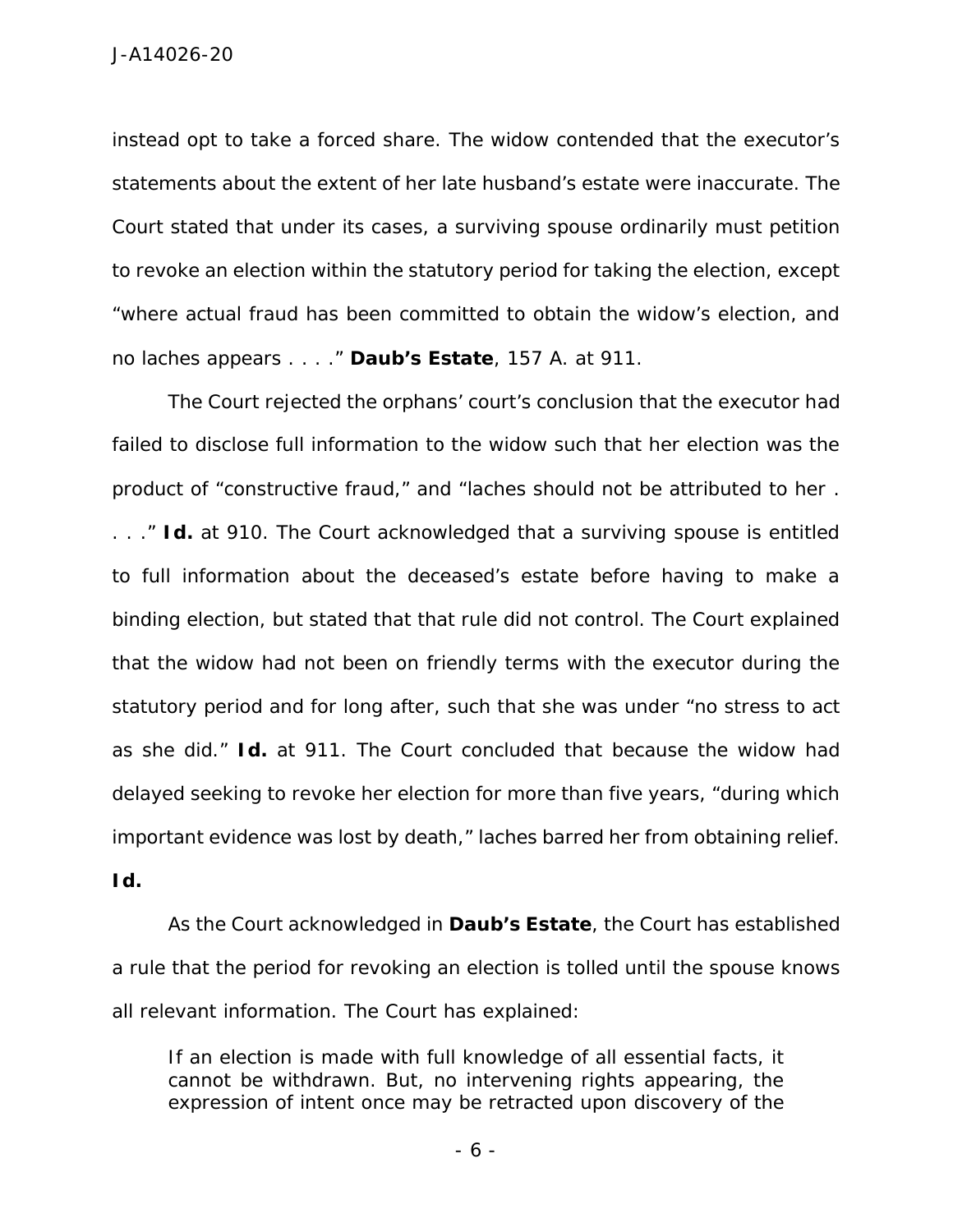instead opt to take a forced share. The widow contended that the executor's statements about the extent of her late husband's estate were inaccurate. The Court stated that under its cases, a surviving spouse ordinarily must petition to revoke an election within the statutory period for taking the election, except "where actual fraud has been committed to obtain the widow's election, and no laches appears . . . ." **Daub's Estate**, 157 A. at 911.

The Court rejected the orphans' court's conclusion that the executor had failed to disclose full information to the widow such that her election was the product of "constructive fraud," and "laches should not be attributed to her . . . ." **Id.** at 910. The Court acknowledged that a surviving spouse is entitled to full information about the deceased's estate before having to make a binding election, but stated that that rule did not control. The Court explained that the widow had not been on friendly terms with the executor during the statutory period and for long after, such that she was under "no stress to act as she did." **Id.** at 911. The Court concluded that because the widow had delayed seeking to revoke her election for more than five years, "during which important evidence was lost by death," laches barred her from obtaining relief. **Id.**

As the Court acknowledged in **Daub's Estate**, the Court has established a rule that the period for revoking an election is tolled until the spouse knows all relevant information. The Court has explained:

> If an election is made with full knowledge of all essential facts, it cannot be withdrawn. But, no intervening rights appearing, the expression of intent once may be retracted upon discovery of the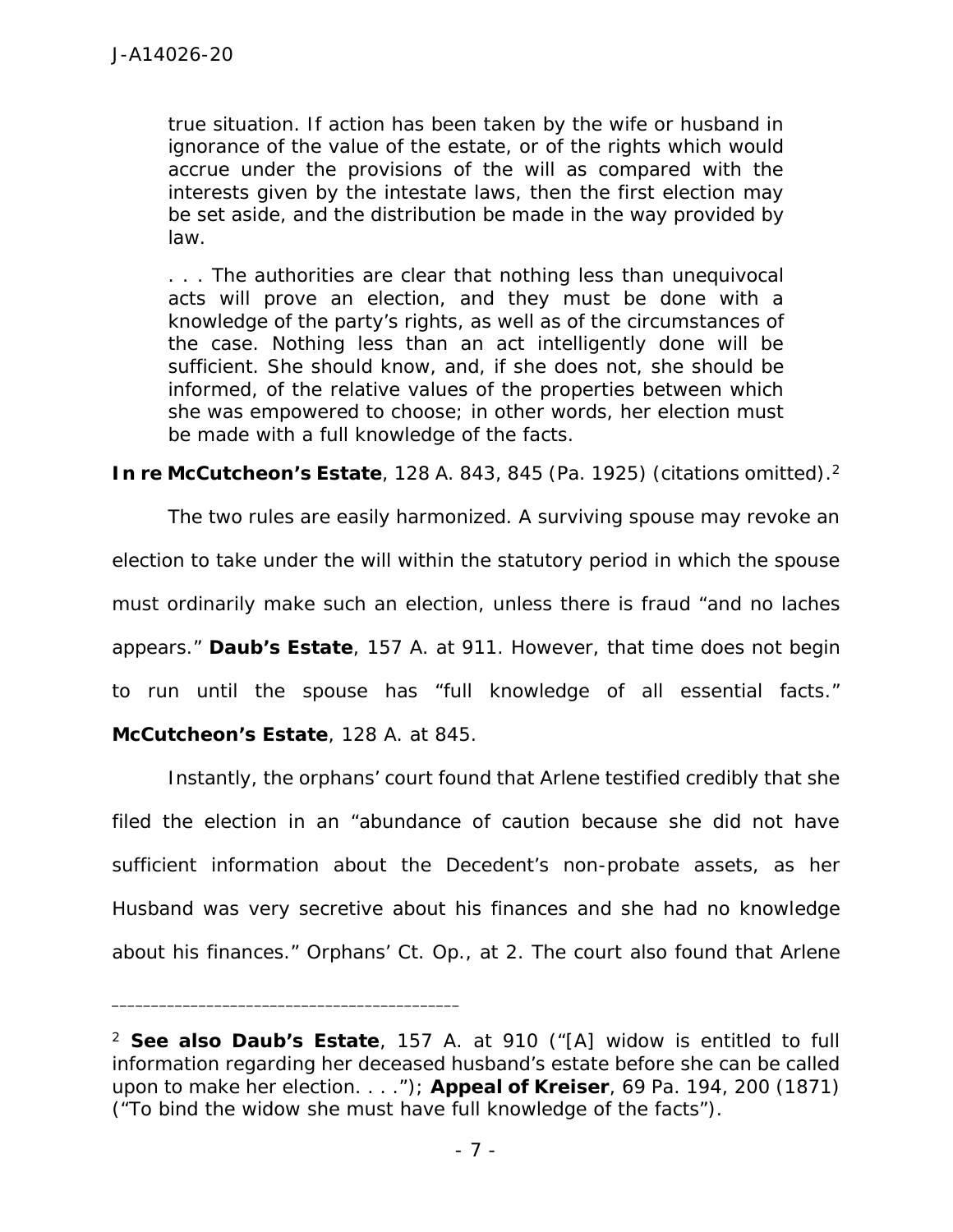> true situation. If action has been taken by the wife or husband in ignorance of the value of the estate, or of the rights which would accrue under the provisions of the will as compared with the interests given by the intestate laws, then the first election may be set aside, and the distribution be made in the way provided by law.
>
> . . . The authorities are clear that nothing less than unequivocal acts will prove an election, and they must be done with a knowledge of the party's rights, as well as of the circumstances of the case. Nothing less than an act intelligently done will be sufficient. She should know, and, if she does not, she should be informed, of the relative values of the properties between which she was empowered to choose; in other words, her election must be made with a full knowledge of the facts.

**In re McCutcheon's Estate**, 128 A. 843, 845 (Pa. 1925) (citations omitted).[2]

The two rules are easily harmonized. A surviving spouse may revoke an election to take under the will within the statutory period in which the spouse must ordinarily make such an election, unless there is fraud "and no laches appears." **Daub's Estate**, 157 A. at 911. However, that time does not begin to run until the spouse has "full knowledge of all essential facts." **McCutcheon's Estate**, 128 A. at 845.

Instantly, the orphans' court found that Arlene testified credibly that she filed the election in an "abundance of caution because she did not have sufficient information about the Decedent's non-probate assets, as her Husband was very secretive about his finances and she had no knowledge about his finances." Orphans' Ct. Op., at 2. The court also found that Arlene

---

[2] **See also Daub's Estate**, 157 A. at 910 ("[A] widow is entitled to full information regarding her deceased husband's estate before she can be called upon to make her election. . . ."); **Appeal of Kreiser**, 69 Pa. 194, 200 (1871) ("To bind the widow she must have full knowledge of the facts").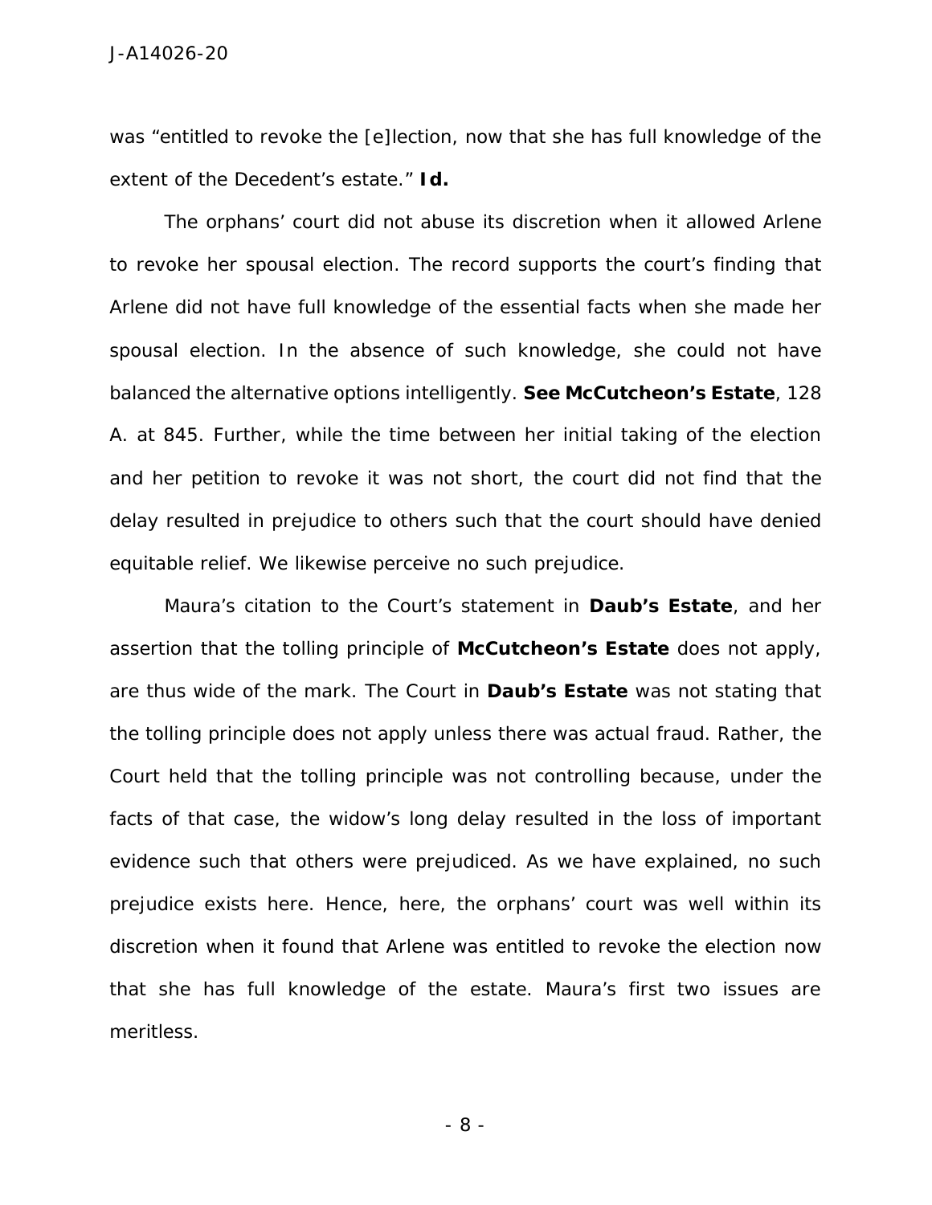was "entitled to revoke the [e]lection, now that she has full knowledge of the extent of the Decedent's estate." **Id.**

The orphans' court did not abuse its discretion when it allowed Arlene to revoke her spousal election. The record supports the court's finding that Arlene did not have full knowledge of the essential facts when she made her spousal election. In the absence of such knowledge, she could not have balanced the alternative options intelligently. **See McCutcheon's Estate**, 128 A. at 845. Further, while the time between her initial taking of the election and her petition to revoke it was not short, the court did not find that the delay resulted in prejudice to others such that the court should have denied equitable relief. We likewise perceive no such prejudice.

Maura's citation to the Court's statement in **Daub's Estate**, and her assertion that the tolling principle of **McCutcheon's Estate** does not apply, are thus wide of the mark. The Court in **Daub's Estate** was not stating that the tolling principle does not apply unless there was actual fraud. Rather, the Court held that the tolling principle was not controlling because, under the facts of that case, the widow's long delay resulted in the loss of important evidence such that others were prejudiced. As we have explained, no such prejudice exists here. Hence, here, the orphans' court was well within its discretion when it found that Arlene was entitled to revoke the election now that she has full knowledge of the estate. Maura's first two issues are meritless.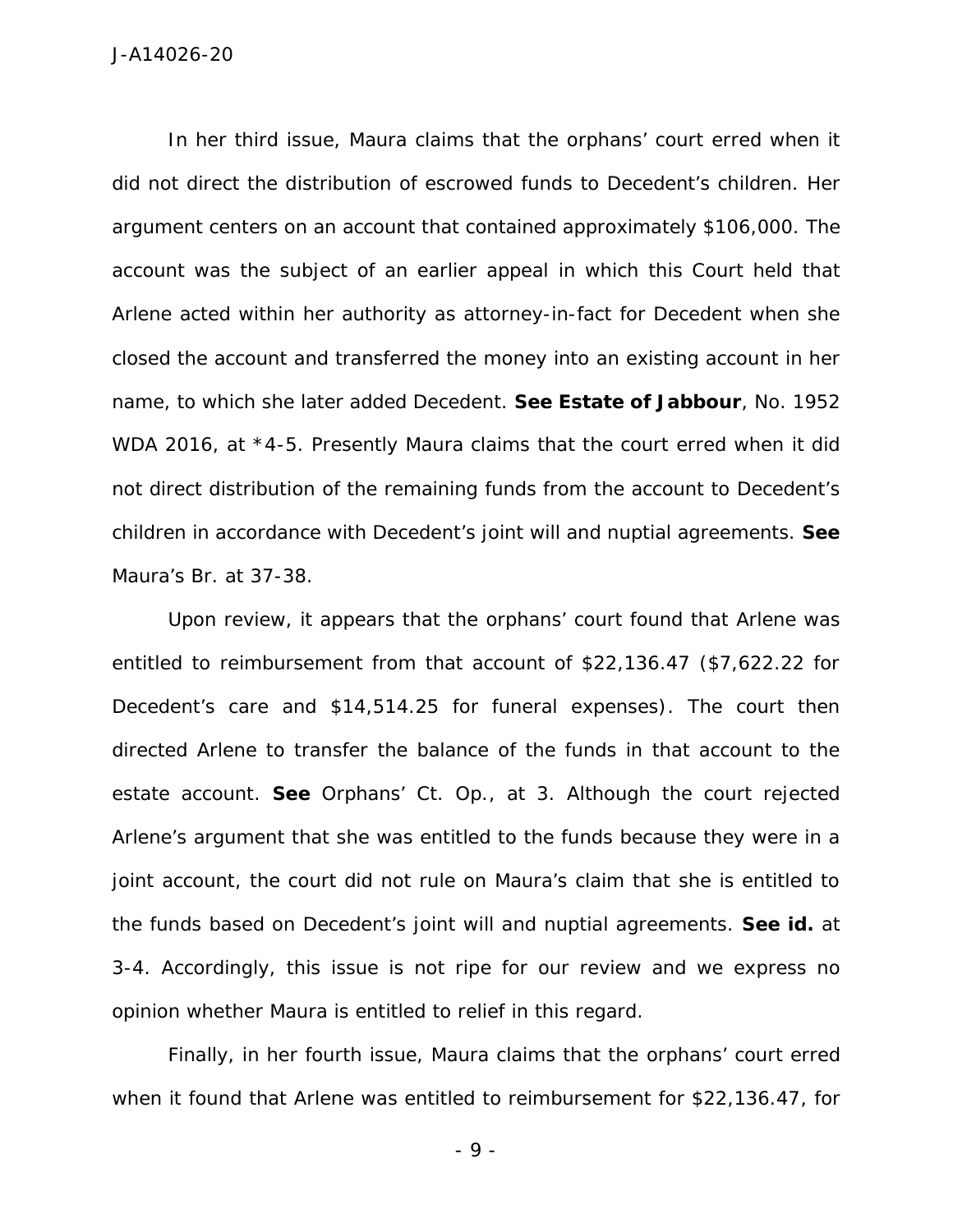In her third issue, Maura claims that the orphans' court erred when it did not direct the distribution of escrowed funds to Decedent's children. Her argument centers on an account that contained approximately $106,000. The account was the subject of an earlier appeal in which this Court held that Arlene acted within her authority as attorney-in-fact for Decedent when she closed the account and transferred the money into an existing account in her name, to which she later added Decedent. **See Estate of Jabbour**, No. 1952 WDA 2016, at *4-5. Presently Maura claims that the court erred when it did not direct distribution of the remaining funds from the account to Decedent's children in accordance with Decedent's joint will and nuptial agreements. **See** Maura's Br. at 37-38.

Upon review, it appears that the orphans' court found that Arlene was entitled to reimbursement from that account of $22,136.47 ($7,622.22 for Decedent's care and $14,514.25 for funeral expenses). The court then directed Arlene to transfer the balance of the funds in that account to the estate account. **See** Orphans' Ct. Op., at 3. Although the court rejected Arlene's argument that she was entitled to the funds because they were in a joint account, the court did not rule on Maura's claim that she is entitled to the funds based on Decedent's joint will and nuptial agreements. **See id.** at 3-4. Accordingly, this issue is not ripe for our review and we express no opinion whether Maura is entitled to relief in this regard.

Finally, in her fourth issue, Maura claims that the orphans' court erred when it found that Arlene was entitled to reimbursement for $22,136.47, for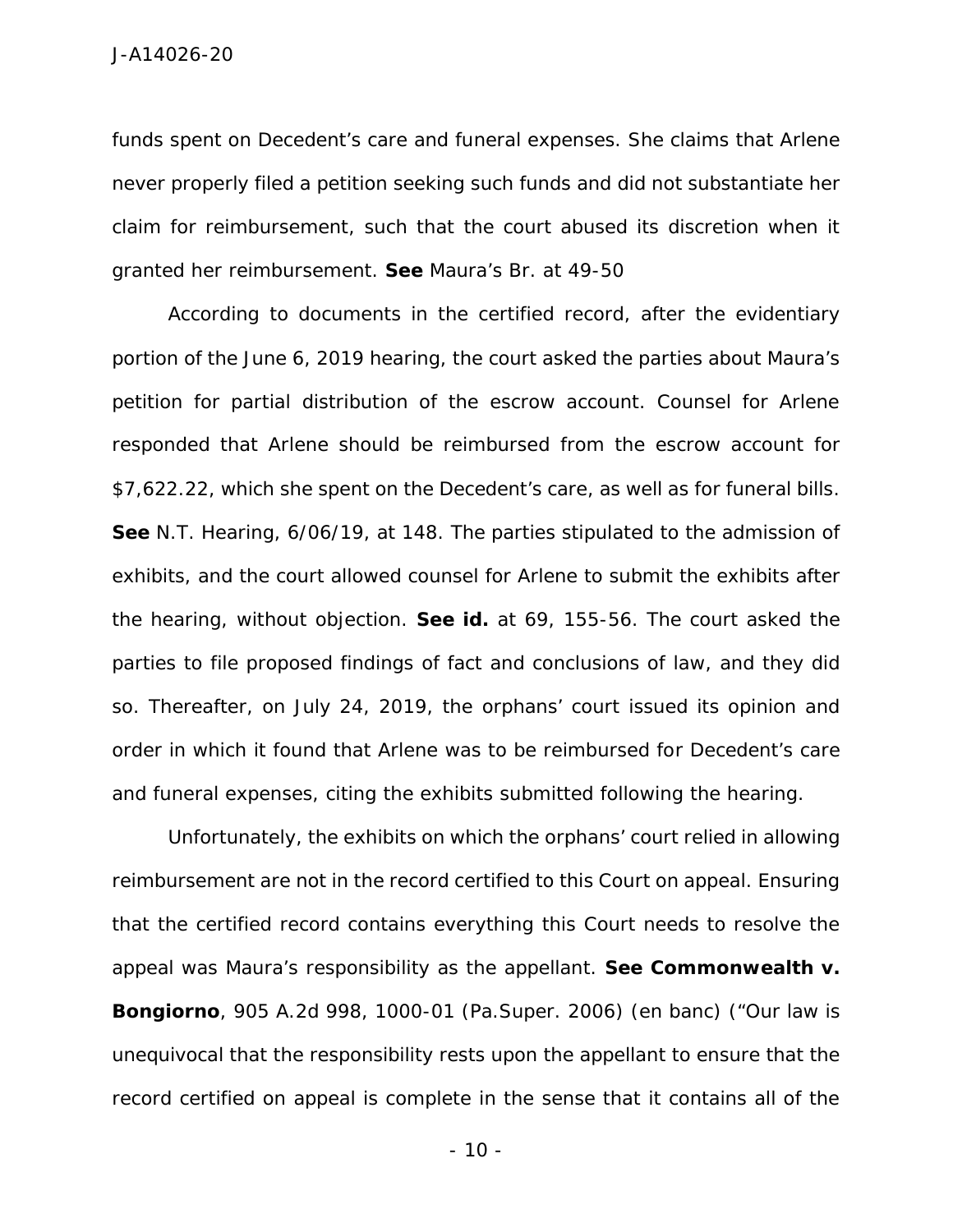funds spent on Decedent's care and funeral expenses. She claims that Arlene never properly filed a petition seeking such funds and did not substantiate her claim for reimbursement, such that the court abused its discretion when it granted her reimbursement. **See** Maura's Br. at 49-50

According to documents in the certified record, after the evidentiary portion of the June 6, 2019 hearing, the court asked the parties about Maura's petition for partial distribution of the escrow account. Counsel for Arlene responded that Arlene should be reimbursed from the escrow account for $7,622.22, which she spent on the Decedent's care, as well as for funeral bills. **See** N.T. Hearing, 6/06/19, at 148. The parties stipulated to the admission of exhibits, and the court allowed counsel for Arlene to submit the exhibits after the hearing, without objection. **See id.** at 69, 155-56. The court asked the parties to file proposed findings of fact and conclusions of law, and they did so. Thereafter, on July 24, 2019, the orphans' court issued its opinion and order in which it found that Arlene was to be reimbursed for Decedent's care and funeral expenses, citing the exhibits submitted following the hearing.

Unfortunately, the exhibits on which the orphans' court relied in allowing reimbursement are not in the record certified to this Court on appeal. Ensuring that the certified record contains everything this Court needs to resolve the appeal was Maura's responsibility as the appellant. **See *Commonwealth v. Bongiorno***, 905 A.2d 998, 1000-01 (Pa.Super. 2006) (en banc) ("Our law is unequivocal that the responsibility rests upon the appellant to ensure that the record certified on appeal is complete in the sense that it contains all of the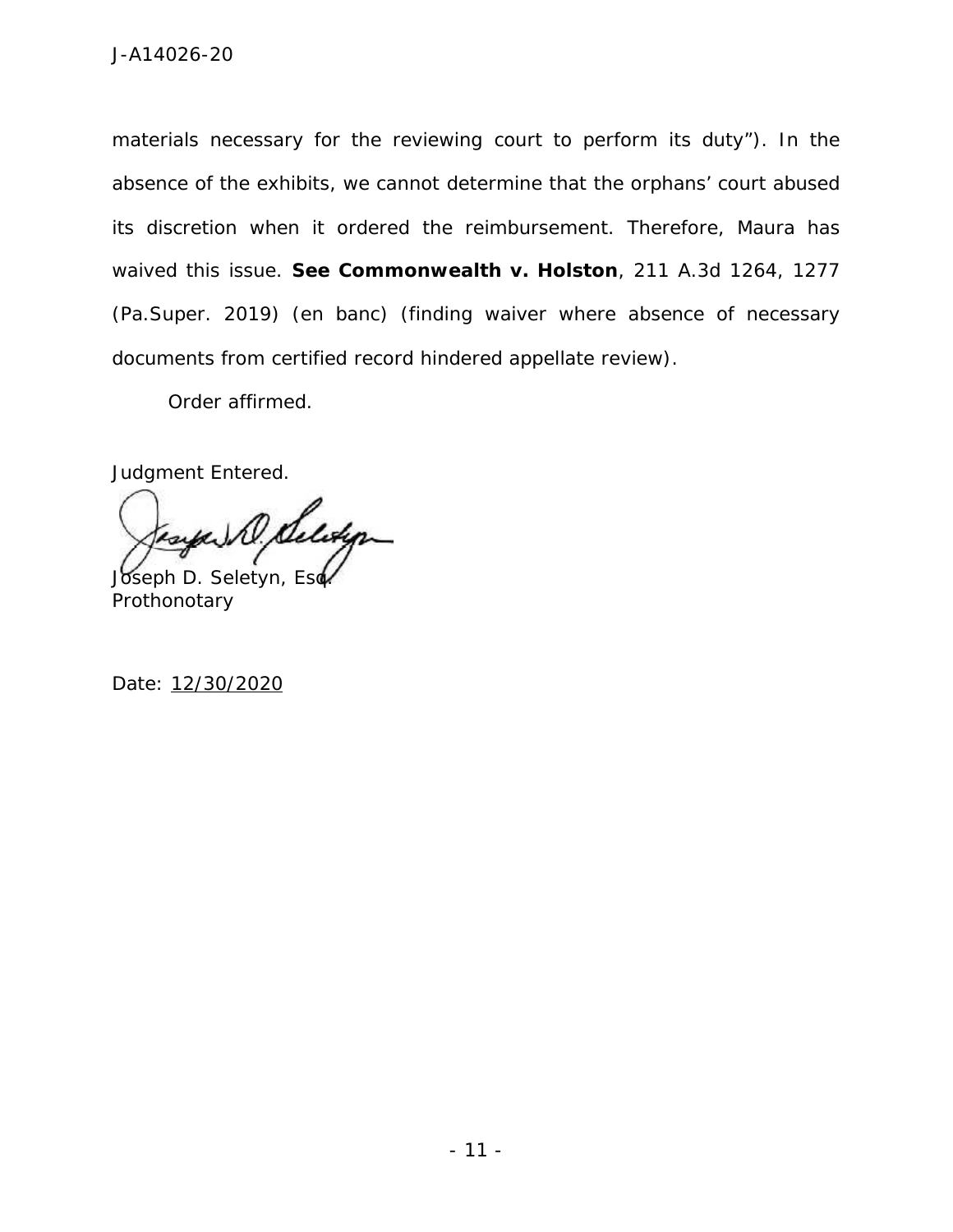materials necessary for the reviewing court to perform its duty"). In the absence of the exhibits, we cannot determine that the orphans' court abused its discretion when it ordered the reimbursement. Therefore, Maura has waived this issue. **See Commonwealth v. Holston**, 211 A.3d 1264, 1277 (Pa.Super. 2019) (en banc) (finding waiver where absence of necessary documents from certified record hindered appellate review).

Order affirmed.

Judgment Entered.

Joseph D. Seletyn, Esq.
Prothonotary

Date: 12/30/2020